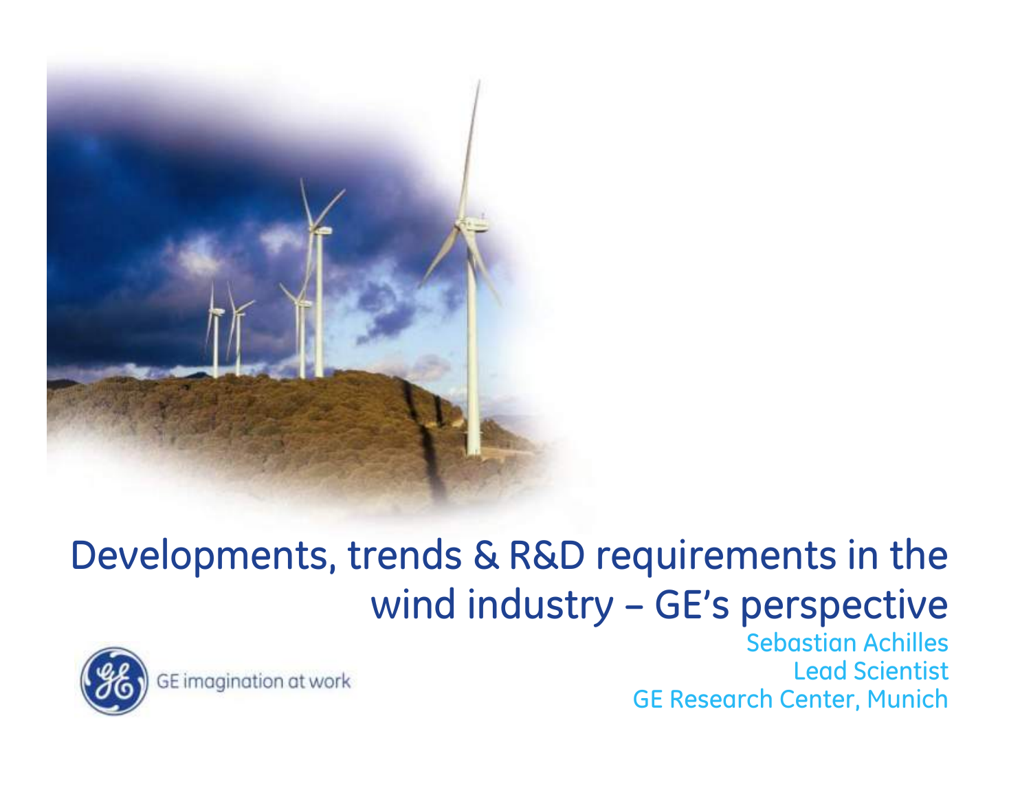# Developments, trends & R&D requirements in the wind industry – GE's perspective

Sebastian Achilles
Lead Scientist
GE Research Center, Munich

GE imagination at work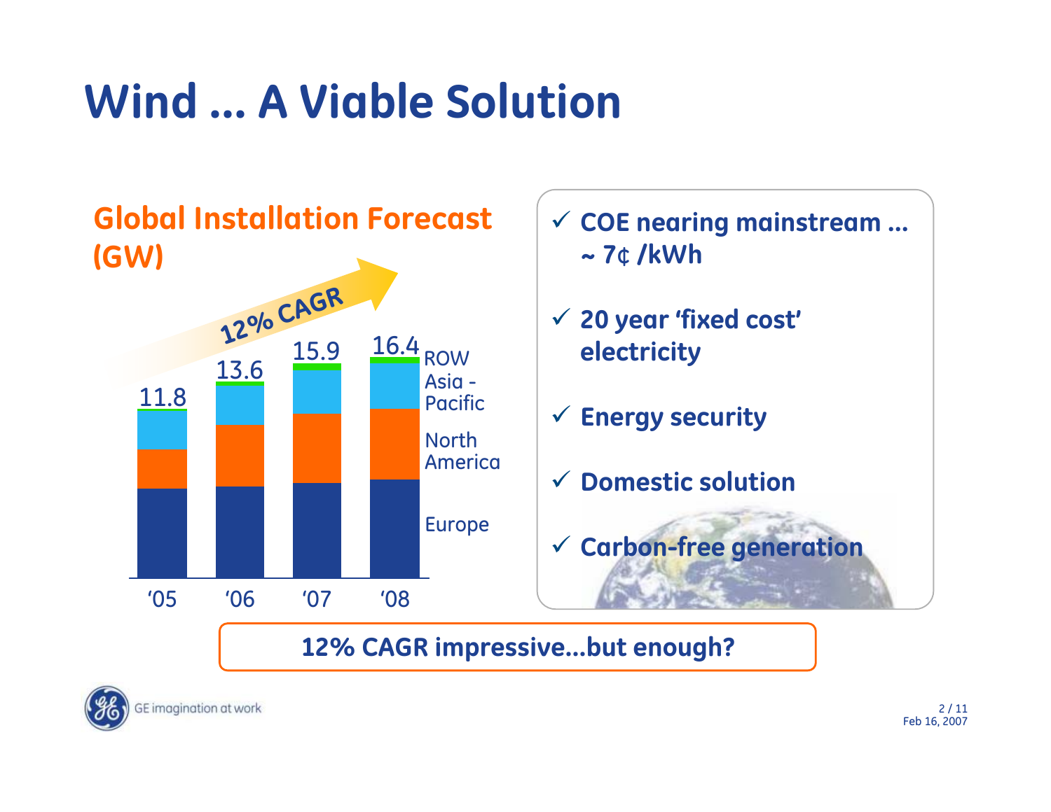# Wind ... A Viable Solution

## Global Installation Forecast (GW)

12% CAGR

| | '05 | '06 | '07 | '08 |
|---|---|---|---|---|
| Total | 11.8 | 13.6 | 15.9 | 16.4 |

Segments: ROW, Asia - Pacific, North America, Europe

- ✓ **COE nearing mainstream ... ~ 7¢ /kWh**
- ✓ **20 year 'fixed cost' electricity**
- ✓ **Energy security**
- ✓ **Domestic solution**
- ✓ **Carbon-free generation**

**12% CAGR impressive...but enough?**

GE imagination at work

Feb 16, 2007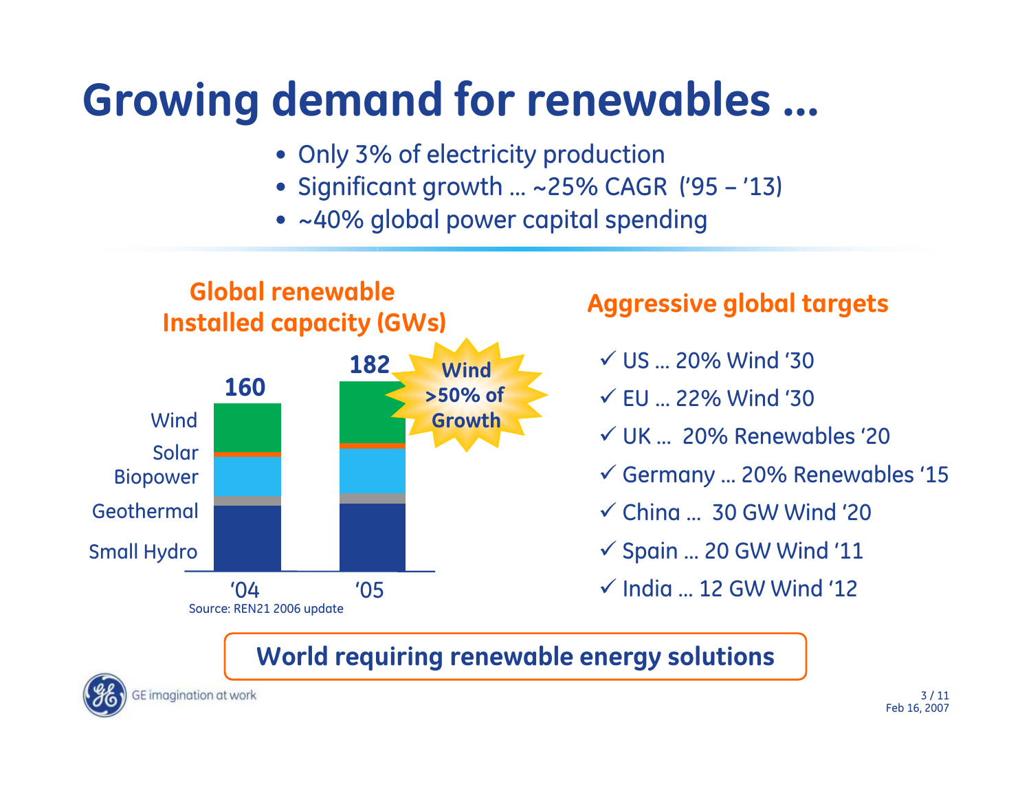# Growing demand for renewables …

- Only 3% of electricity production
- Significant growth … ~25% CAGR ('95 – '13)
- ~40% global power capital spending

## Global renewable Installed capacity (GWs)

| | '04 | '05 |
|---|---|---|
| Total | 160 | 182 |

Segments: Wind, Solar, Biopower, Geothermal, Small Hydro

Wind >50% of Growth

Source: REN21 2006 update

## Aggressive global targets

- ✓ US … 20% Wind '30
- ✓ EU … 22% Wind '30
- ✓ UK … 20% Renewables '20
- ✓ Germany … 20% Renewables '15
- ✓ China … 30 GW Wind '20
- ✓ Spain … 20 GW Wind '11
- ✓ India … 12 GW Wind '12

**World requiring renewable energy solutions**

Feb 16, 2007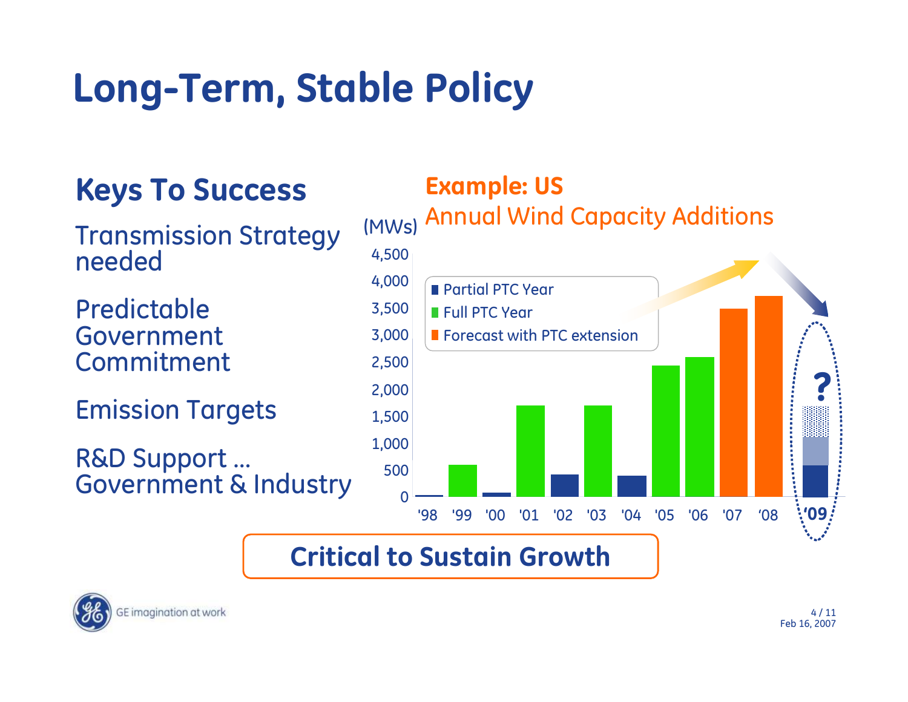# Long-Term, Stable Policy

## Keys To Success

Transmission Strategy needed

Predictable Government Commitment

Emission Targets

R&D Support … Government & Industry

### Example: US

Annual Wind Capacity Additions

(MWs)

- Partial PTC Year
- Full PTC Year
- Forecast with PTC extension

4,500
4,000
3,500
3,000
2,500
2,000
1,500
1,000
500
0

'98 '99 '00 '01 '02 '03 '04 '05 '06 '07 '08 '09

?

**Critical to Sustain Growth**

GE imagination at work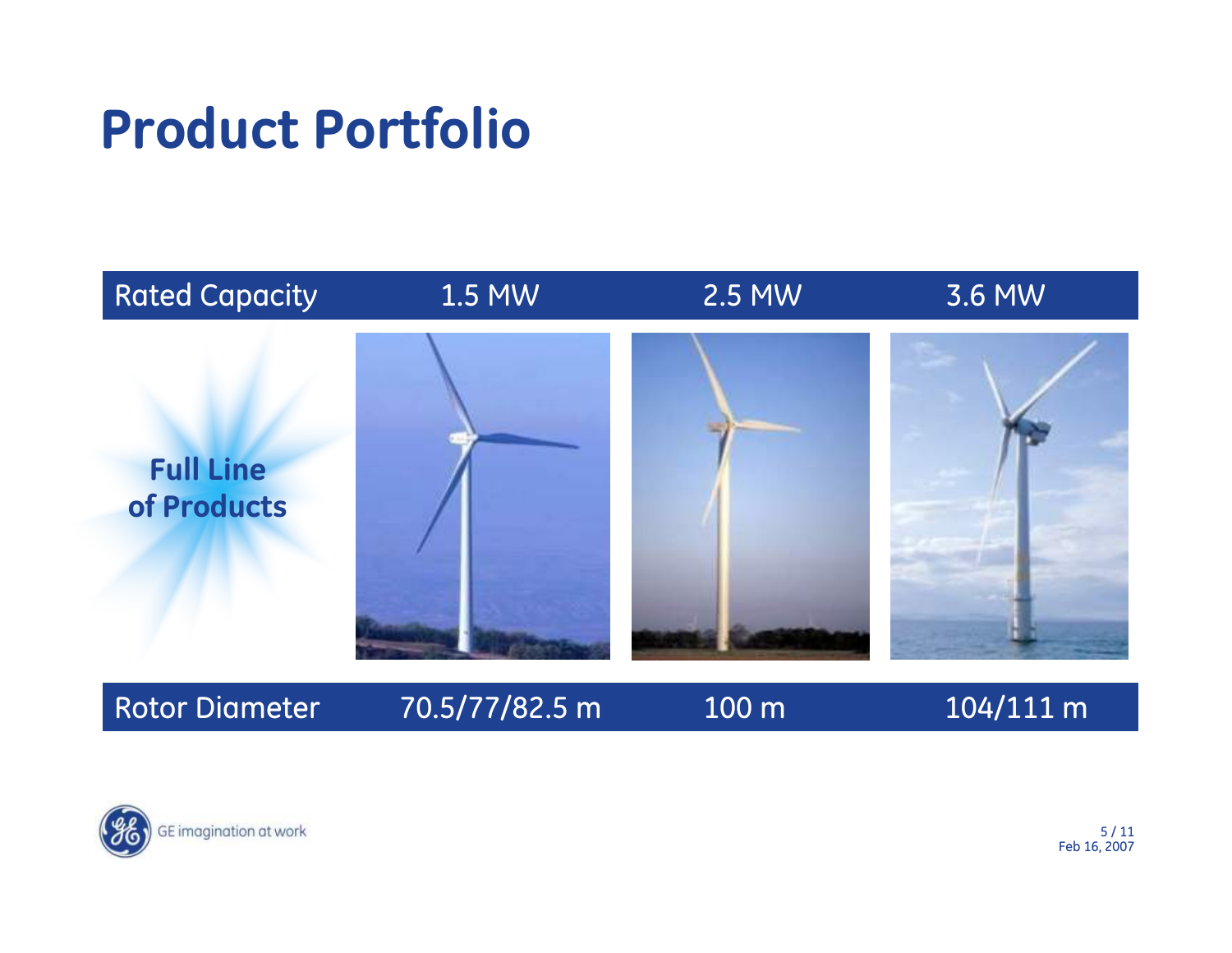# Product Portfolio

| Rated Capacity | 1.5 MW | 2.5 MW | 3.6 MW |
|---|---|---|---|
| **Full Line of Products** | | | |
| Rotor Diameter | 70.5/77/82.5 m | 100 m | 104/111 m |

GE imagination at work

Feb 16, 2007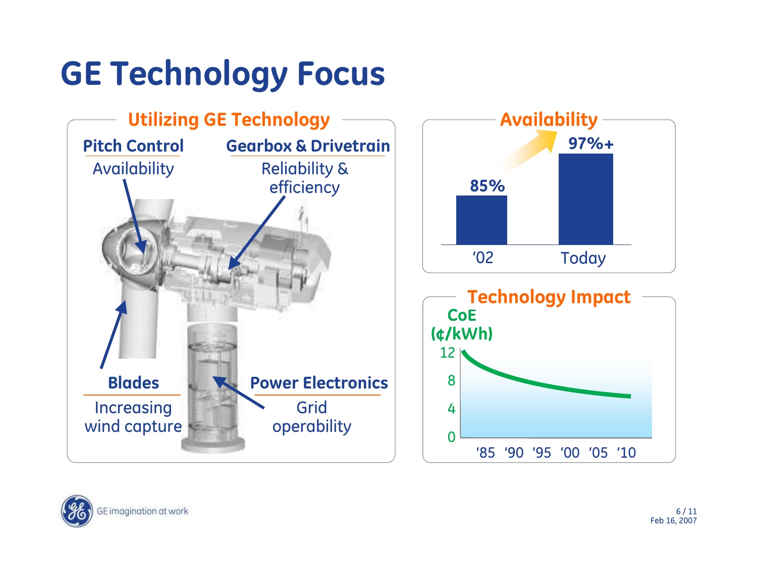# GE Technology Focus

## Utilizing GE Technology

**Pitch Control**
Availability

**Gearbox & Drivetrain**
Reliability & efficiency

**Blades**
Increasing wind capture

**Power Electronics**
Grid operability

## Availability

| '02 | Today |
| --- | --- |
| 85% | 97%+ |

## Technology Impact

CoE (¢/kWh)

12
8
4
0

'85 '90 '95 '00 '05 '10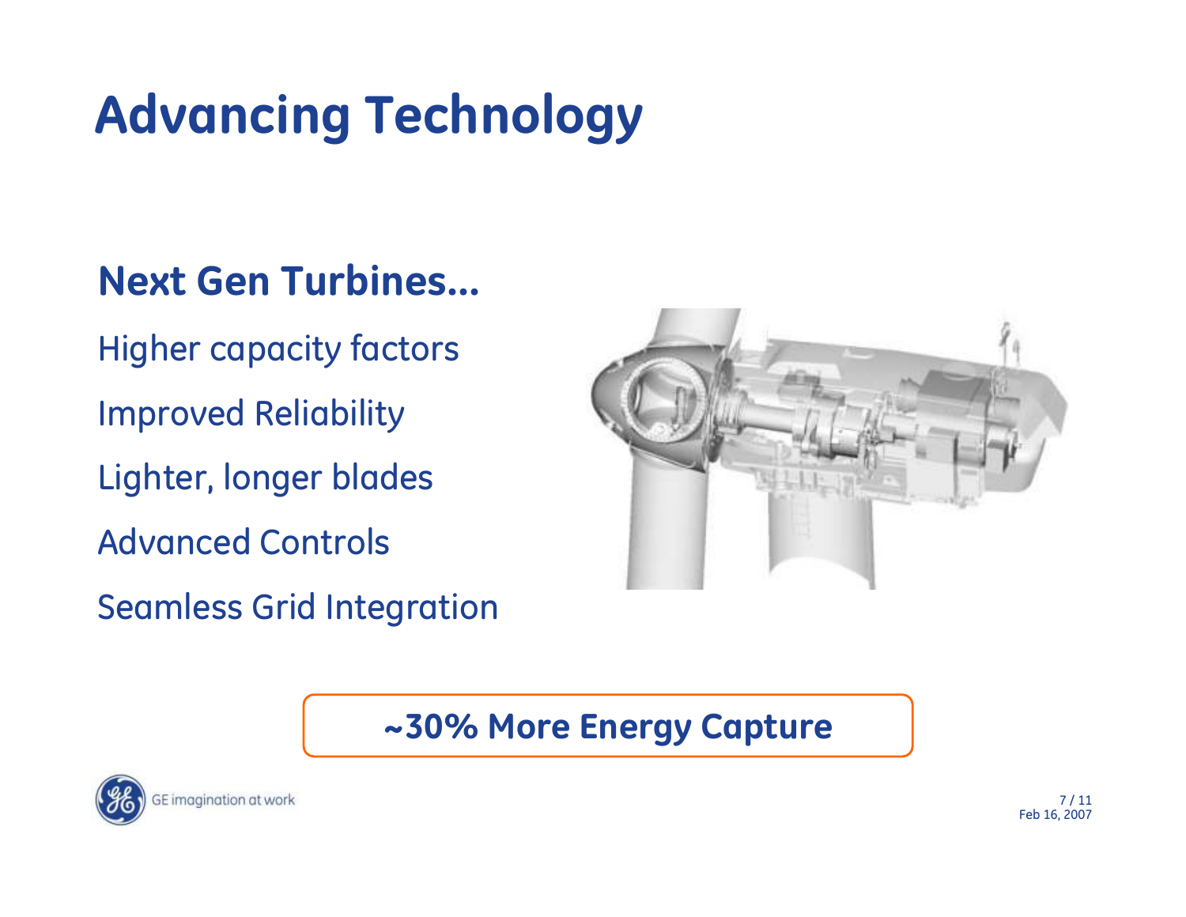# Advancing Technology

## Next Gen Turbines…

Higher capacity factors

Improved Reliability

Lighter, longer blades

Advanced Controls

Seamless Grid Integration

**~30% More Energy Capture**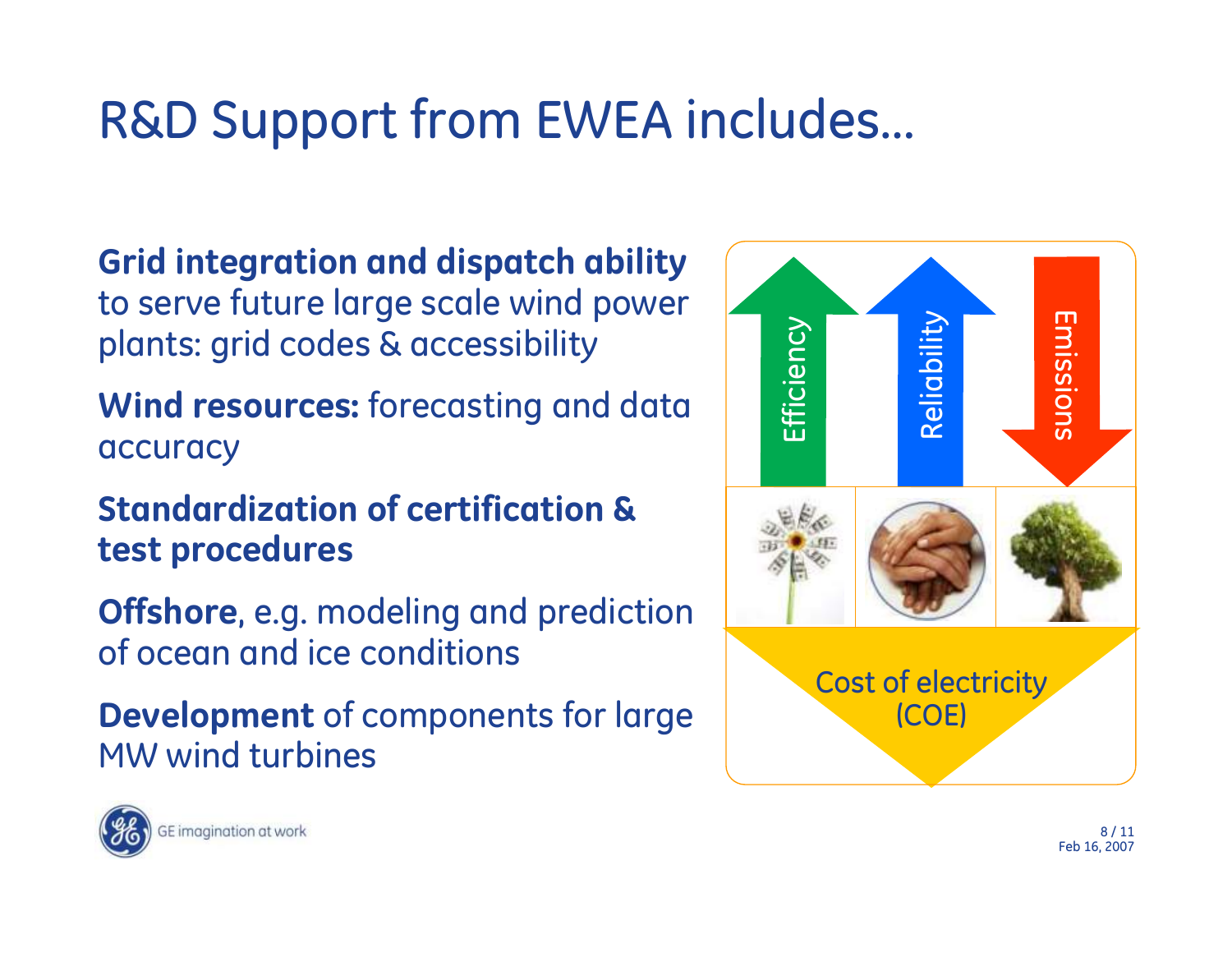# R&D Support from EWEA includes…

**Grid integration and dispatch ability** to serve future large scale wind power plants: grid codes & accessibility

**Wind resources:** forecasting and data accuracy

**Standardization of certification & test procedures**

**Offshore**, e.g. modeling and prediction of ocean and ice conditions

**Development** of components for large MW wind turbines

Efficiency

Reliability

Emissions

Cost of electricity (COE)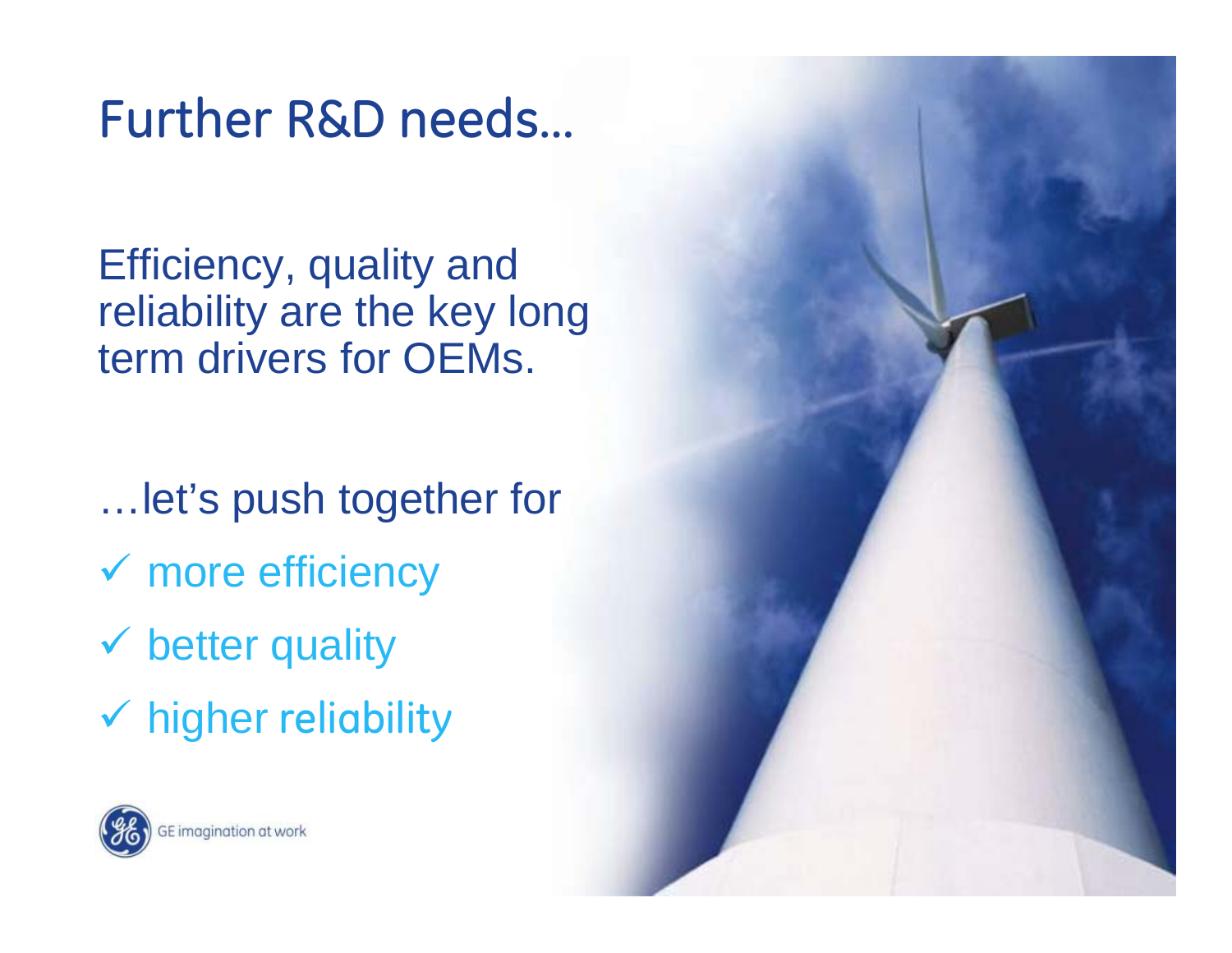# Further R&D needs…

Efficiency, quality and reliability are the key long term drivers for OEMs.

…let's push together for

- ✓ more efficiency
- ✓ better quality
- ✓ higher reliability

GE imagination at work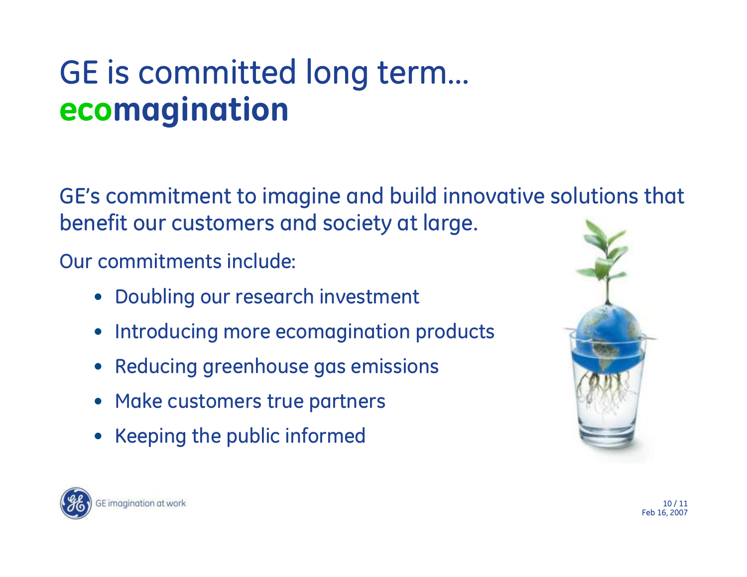# GE is committed long term… **ecomagination**

GE's commitment to imagine and build innovative solutions that benefit our customers and society at large.

Our commitments include:

- Doubling our research investment
- Introducing more ecomagination products
- Reducing greenhouse gas emissions
- Make customers true partners
- Keeping the public informed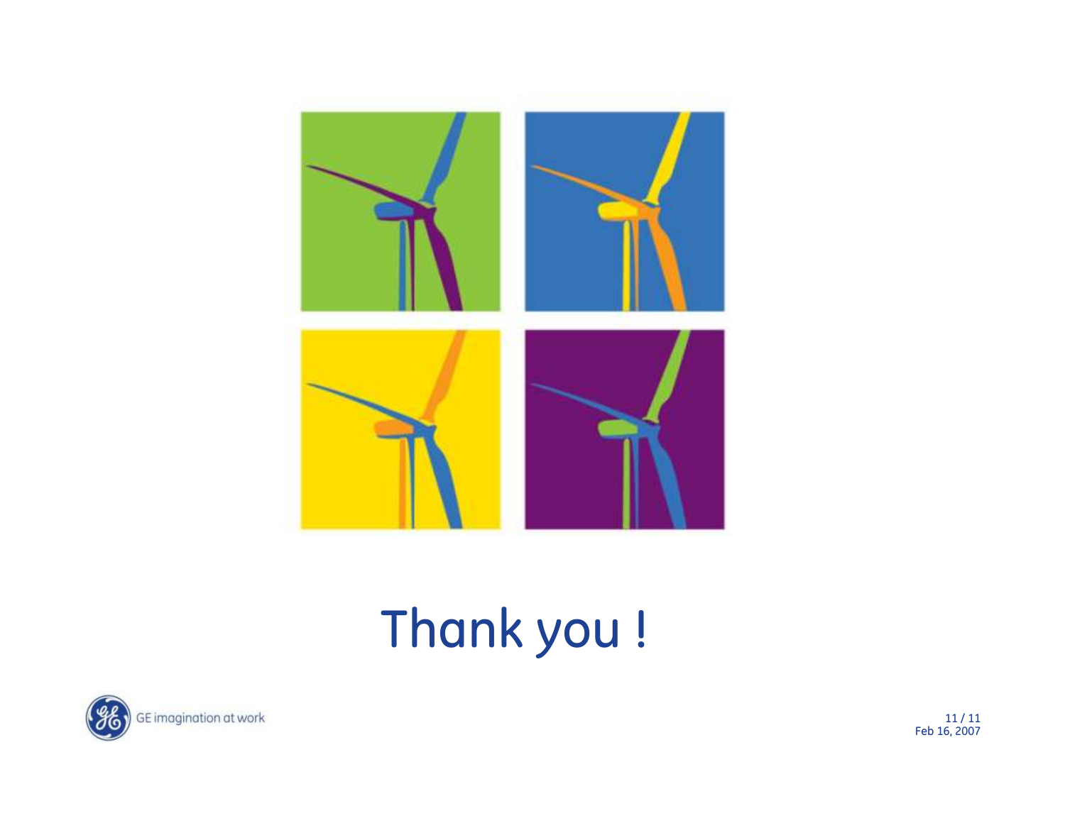# Thank you !